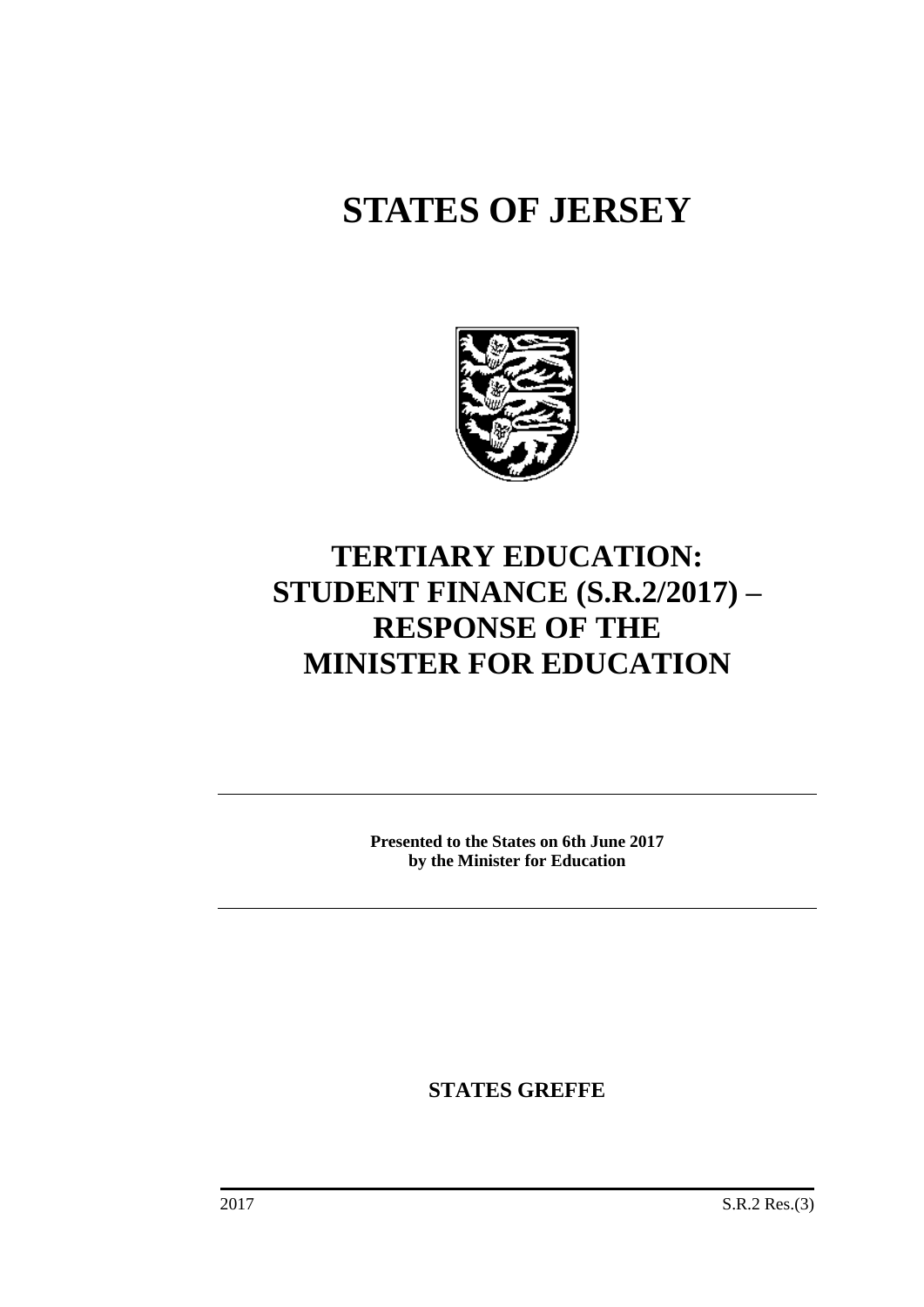# STATES OF JERSEY

# TERTIARY EDUCATION: STUDENT FINANCE (S.R.2/2017) – RESPONSE OF THE MINISTER FOR EDUCATION

**Presented to the States on 6th June 2017 by the Minister for Education**

**STATES GREFFE**

2017 S.R.2 Res.(3)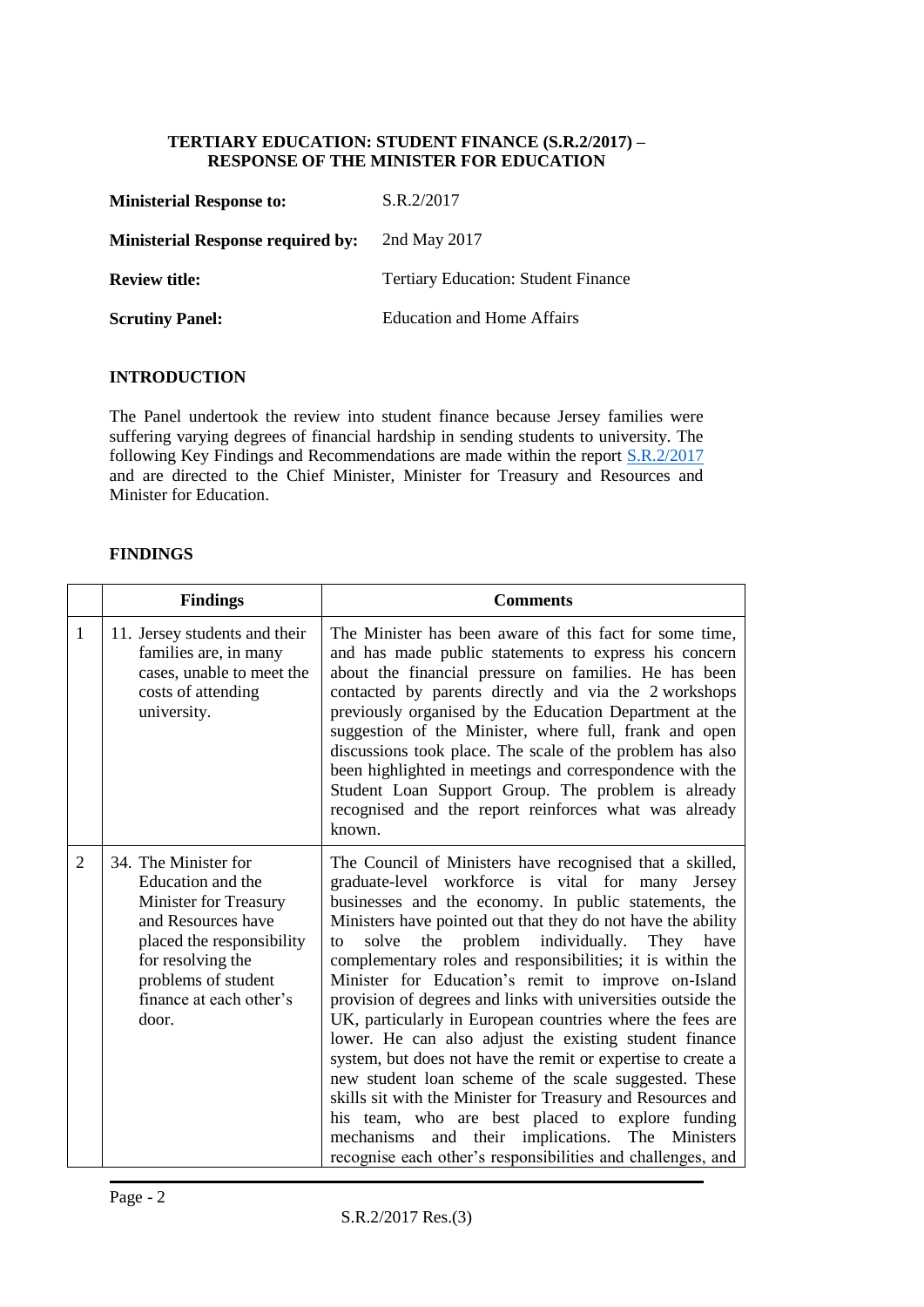**TERTIARY EDUCATION: STUDENT FINANCE (S.R.2/2017) – RESPONSE OF THE MINISTER FOR EDUCATION**

| | |
|---|---|
| **Ministerial Response to:** | S.R.2/2017 |
| **Ministerial Response required by:** | 2nd May 2017 |
| **Review title:** | Tertiary Education: Student Finance |
| **Scrutiny Panel:** | Education and Home Affairs |

## INTRODUCTION

The Panel undertook the review into student finance because Jersey families were suffering varying degrees of financial hardship in sending students to university. The following Key Findings and Recommendations are made within the report S.R.2/2017 and are directed to the Chief Minister, Minister for Treasury and Resources and Minister for Education.

## FINDINGS

| | Findings | Comments |
|---|---|---|
| 1 | 11. Jersey students and their families are, in many cases, unable to meet the costs of attending university. | The Minister has been aware of this fact for some time, and has made public statements to express his concern about the financial pressure on families. He has been contacted by parents directly and via the 2 workshops previously organised by the Education Department at the suggestion of the Minister, where full, frank and open discussions took place. The scale of the problem has also been highlighted in meetings and correspondence with the Student Loan Support Group. The problem is already recognised and the report reinforces what was already known. |
| 2 | 34. The Minister for Education and the Minister for Treasury and Resources have placed the responsibility for resolving the problems of student finance at each other's door. | The Council of Ministers have recognised that a skilled, graduate-level workforce is vital for many Jersey businesses and the economy. In public statements, the Ministers have pointed out that they do not have the ability to solve the problem individually. They have complementary roles and responsibilities; it is within the Minister for Education's remit to improve on-Island provision of degrees and links with universities outside the UK, particularly in European countries where the fees are lower. He can also adjust the existing student finance system, but does not have the remit or expertise to create a new student loan scheme of the scale suggested. These skills sit with the Minister for Treasury and Resources and his team, who are best placed to explore funding mechanisms and their implications. The Ministers recognise each other's responsibilities and challenges, and |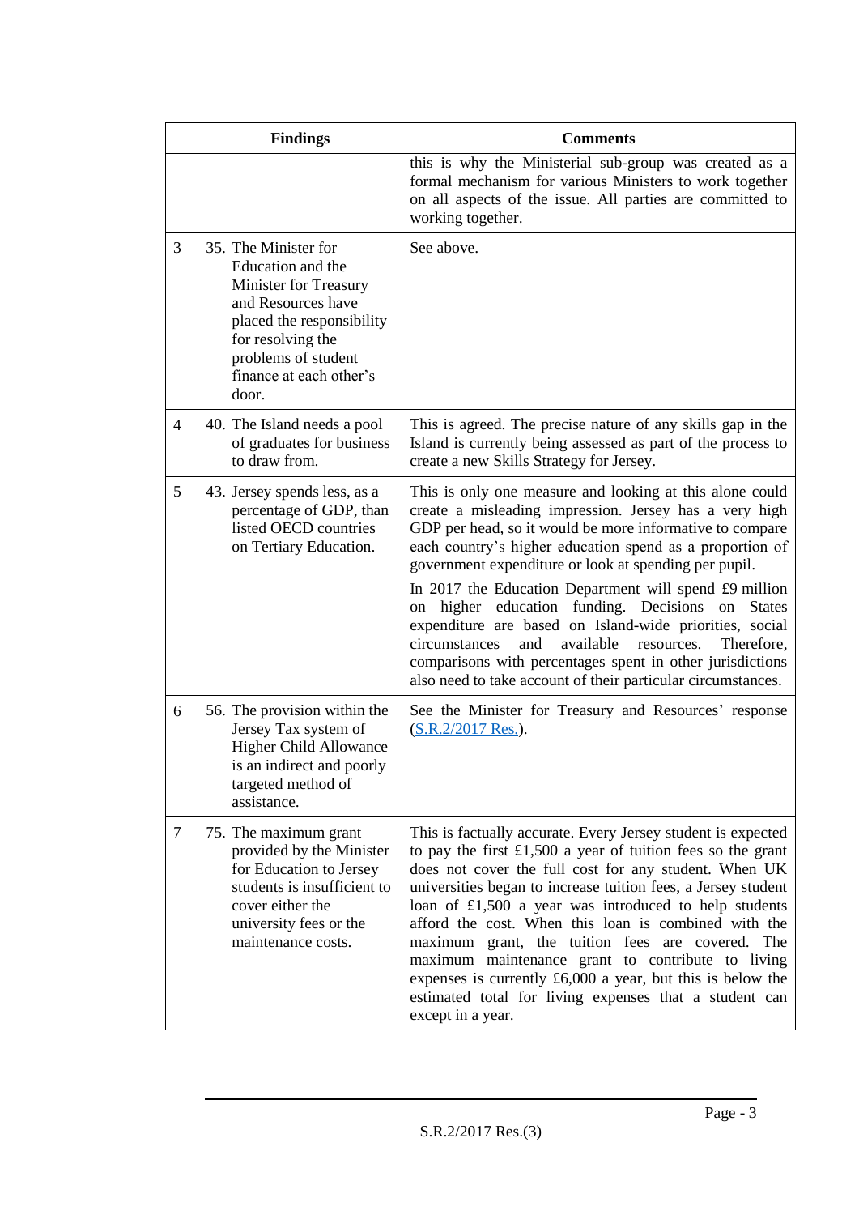|  | Findings | Comments |
|---|---|---|
|  |  | this is why the Ministerial sub-group was created as a formal mechanism for various Ministers to work together on all aspects of the issue. All parties are committed to working together. |
| 3 | 35. The Minister for Education and the Minister for Treasury and Resources have placed the responsibility for resolving the problems of student finance at each other's door. | See above. |
| 4 | 40. The Island needs a pool of graduates for business to draw from. | This is agreed. The precise nature of any skills gap in the Island is currently being assessed as part of the process to create a new Skills Strategy for Jersey. |
| 5 | 43. Jersey spends less, as a percentage of GDP, than listed OECD countries on Tertiary Education. | This is only one measure and looking at this alone could create a misleading impression. Jersey has a very high GDP per head, so it would be more informative to compare each country's higher education spend as a proportion of government expenditure or look at spending per pupil.<br><br>In 2017 the Education Department will spend £9 million on higher education funding. Decisions on States expenditure are based on Island-wide priorities, social circumstances and available resources. Therefore, comparisons with percentages spent in other jurisdictions also need to take account of their particular circumstances. |
| 6 | 56. The provision within the Jersey Tax system of Higher Child Allowance is an indirect and poorly targeted method of assistance. | See the Minister for Treasury and Resources' response (S.R.2/2017 Res.). |
| 7 | 75. The maximum grant provided by the Minister for Education to Jersey students is insufficient to cover either the university fees or the maintenance costs. | This is factually accurate. Every Jersey student is expected to pay the first £1,500 a year of tuition fees so the grant does not cover the full cost for any student. When UK universities began to increase tuition fees, a Jersey student loan of £1,500 a year was introduced to help students afford the cost. When this loan is combined with the maximum grant, the tuition fees are covered. The maximum maintenance grant to contribute to living expenses is currently £6,000 a year, but this is below the estimated total for living expenses that a student can except in a year. |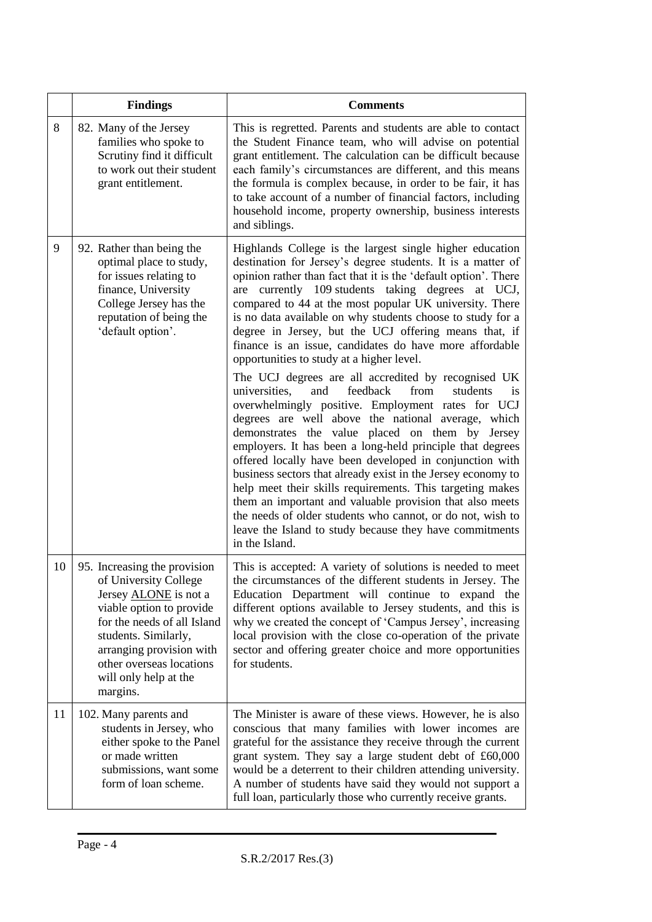| | Findings | Comments |
|---|---|---|
| 8 | 82. Many of the Jersey families who spoke to Scrutiny find it difficult to work out their student grant entitlement. | This is regretted. Parents and students are able to contact the Student Finance team, who will advise on potential grant entitlement. The calculation can be difficult because each family's circumstances are different, and this means the formula is complex because, in order to be fair, it has to take account of a number of financial factors, including household income, property ownership, business interests and siblings. |
| 9 | 92. Rather than being the optimal place to study, for issues relating to finance, University College Jersey has the reputation of being the 'default option'. | Highlands College is the largest single higher education destination for Jersey's degree students. It is a matter of opinion rather than fact that it is the 'default option'. There are currently 109 students taking degrees at UCJ, compared to 44 at the most popular UK university. There is no data available on why students choose to study for a degree in Jersey, but the UCJ offering means that, if finance is an issue, candidates do have more affordable opportunities to study at a higher level.<br><br>The UCJ degrees are all accredited by recognised UK universities, and feedback from students is overwhelmingly positive. Employment rates for UCJ degrees are well above the national average, which demonstrates the value placed on them by Jersey employers. It has been a long-held principle that degrees offered locally have been developed in conjunction with business sectors that already exist in the Jersey economy to help meet their skills requirements. This targeting makes them an important and valuable provision that also meets the needs of older students who cannot, or do not, wish to leave the Island to study because they have commitments in the Island. |
| 10 | 95. Increasing the provision of University College Jersey <u>ALONE</u> is not a viable option to provide for the needs of all Island students. Similarly, arranging provision with other overseas locations will only help at the margins. | This is accepted: A variety of solutions is needed to meet the circumstances of the different students in Jersey. The Education Department will continue to expand the different options available to Jersey students, and this is why we created the concept of 'Campus Jersey', increasing local provision with the close co-operation of the private sector and offering greater choice and more opportunities for students. |
| 11 | 102. Many parents and students in Jersey, who either spoke to the Panel or made written submissions, want some form of loan scheme. | The Minister is aware of these views. However, he is also conscious that many families with lower incomes are grateful for the assistance they receive through the current grant system. They say a large student debt of £60,000 would be a deterrent to their children attending university. A number of students have said they would not support a full loan, particularly those who currently receive grants. |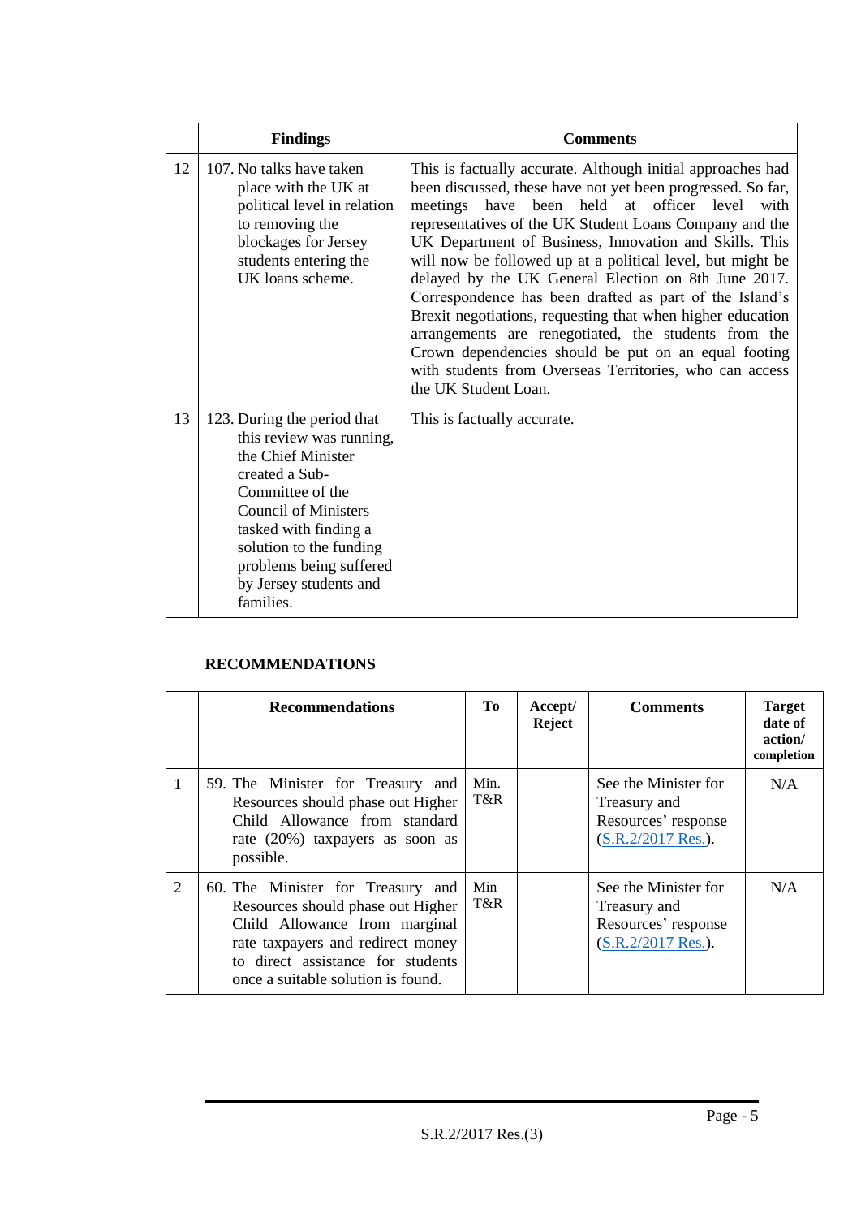| | Findings | Comments |
|---|---|---|
| 12 | 107. No talks have taken place with the UK at political level in relation to removing the blockages for Jersey students entering the UK loans scheme. | This is factually accurate. Although initial approaches had been discussed, these have not yet been progressed. So far, meetings have been held at officer level with representatives of the UK Student Loans Company and the UK Department of Business, Innovation and Skills. This will now be followed up at a political level, but might be delayed by the UK General Election on 8th June 2017. Correspondence has been drafted as part of the Island's Brexit negotiations, requesting that when higher education arrangements are renegotiated, the students from the Crown dependencies should be put on an equal footing with students from Overseas Territories, who can access the UK Student Loan. |
| 13 | 123. During the period that this review was running, the Chief Minister created a Sub-Committee of the Council of Ministers tasked with finding a solution to the funding problems being suffered by Jersey students and families. | This is factually accurate. |

**RECOMMENDATIONS**

| | Recommendations | To | Accept/ Reject | Comments | Target date of action/ completion |
|---|---|---|---|---|---|
| 1 | 59. The Minister for Treasury and Resources should phase out Higher Child Allowance from standard rate (20%) taxpayers as soon as possible. | Min. T&R | | See the Minister for Treasury and Resources' response (S.R.2/2017 Res.). | N/A |
| 2 | 60. The Minister for Treasury and Resources should phase out Higher Child Allowance from marginal rate taxpayers and redirect money to direct assistance for students once a suitable solution is found. | Min T&R | | See the Minister for Treasury and Resources' response (S.R.2/2017 Res.). | N/A |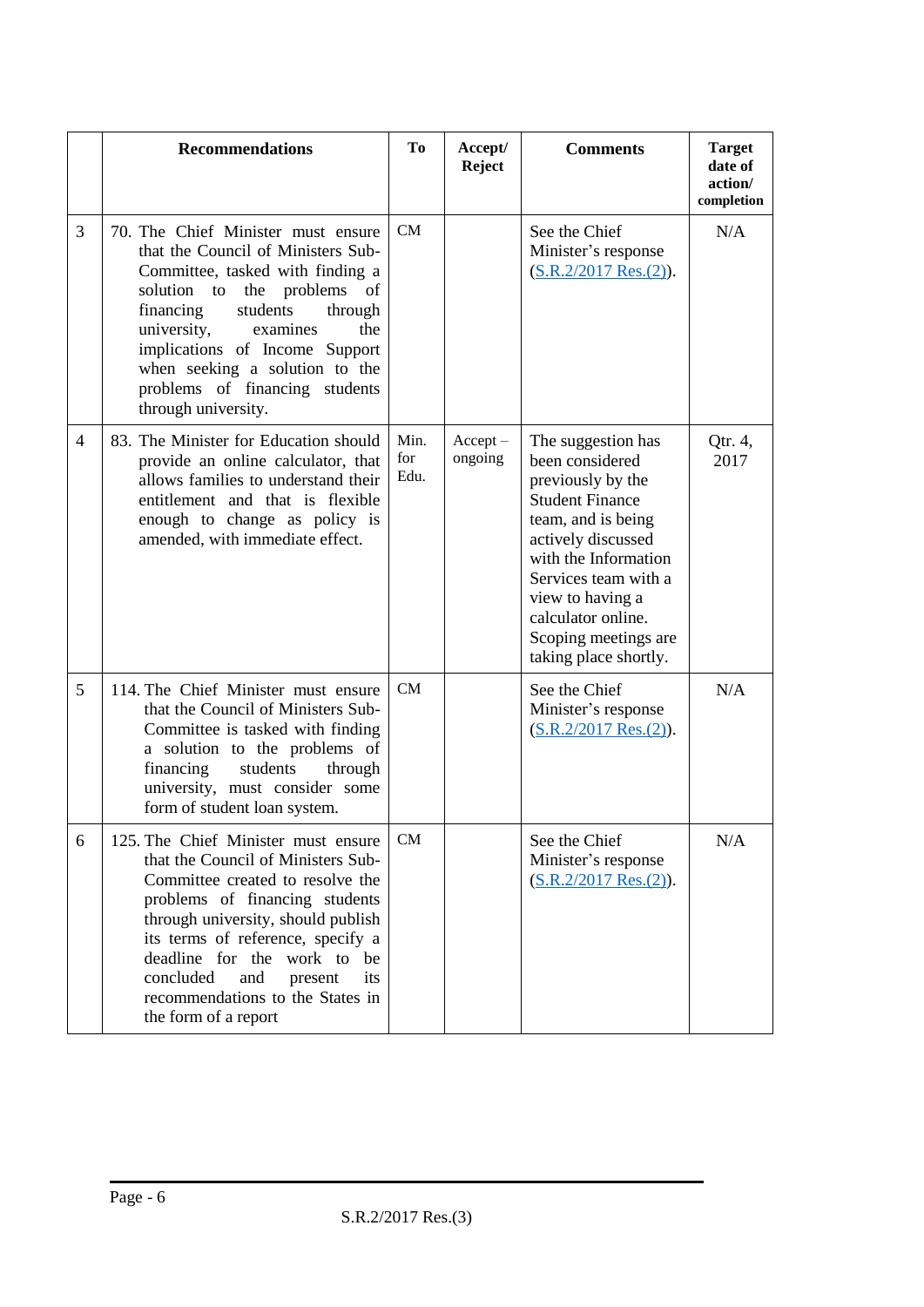| | Recommendations | To | Accept/ Reject | Comments | Target date of action/ completion |
|---|---|---|---|---|---|
| 3 | 70. The Chief Minister must ensure that the Council of Ministers Sub-Committee, tasked with finding a solution to the problems of financing students through university, examines the implications of Income Support when seeking a solution to the problems of financing students through university. | CM | | See the Chief Minister's response (S.R.2/2017 Res.(2)). | N/A |
| 4 | 83. The Minister for Education should provide an online calculator, that allows families to understand their entitlement and that is flexible enough to change as policy is amended, with immediate effect. | Min. for Edu. | Accept – ongoing | The suggestion has been considered previously by the Student Finance team, and is being actively discussed with the Information Services team with a view to having a calculator online. Scoping meetings are taking place shortly. | Qtr. 4, 2017 |
| 5 | 114. The Chief Minister must ensure that the Council of Ministers Sub-Committee is tasked with finding a solution to the problems of financing students through university, must consider some form of student loan system. | CM | | See the Chief Minister's response (S.R.2/2017 Res.(2)). | N/A |
| 6 | 125. The Chief Minister must ensure that the Council of Ministers Sub-Committee created to resolve the problems of financing students through university, should publish its terms of reference, specify a deadline for the work to be concluded and present its recommendations to the States in the form of a report | CM | | See the Chief Minister's response (S.R.2/2017 Res.(2)). | N/A |